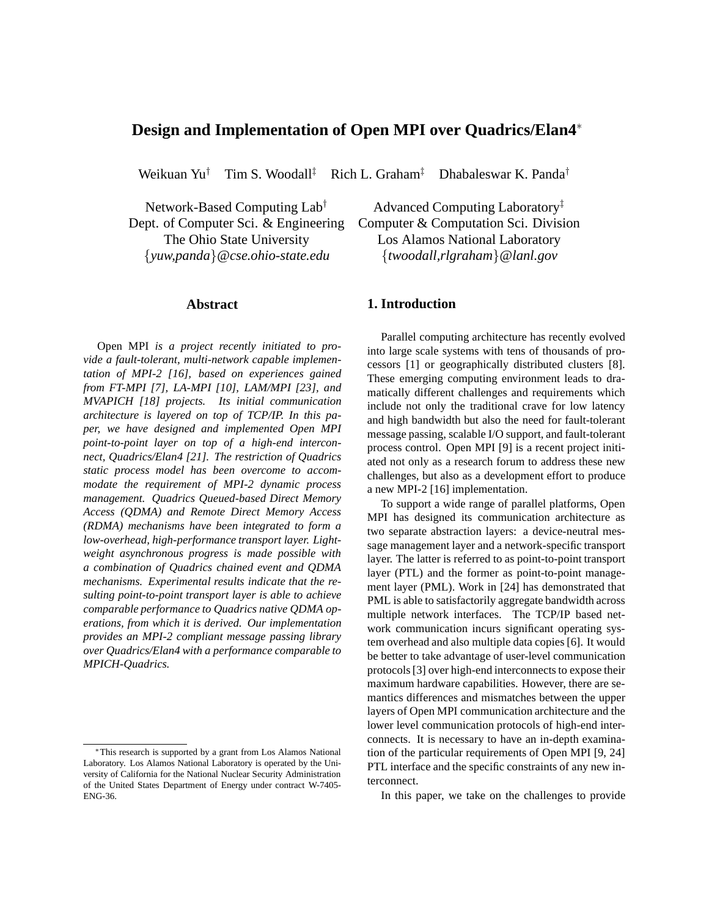# Design and Implementation of Open MPI over Quadrics/Elan4*

Weikuan Yu† Tim S. Woodall‡ Rich L. Graham‡ Dhabaleswar K. Panda†

Network-Based Computing Lab†
Dept. of Computer Sci. & Engineering
The Ohio State University
{yuw,panda}@cse.ohio-state.edu

Advanced Computing Laboratory‡
Computer & Computation Sci. Division
Los Alamos National Laboratory
{twoodall,rlgraham}@lanl.gov

## Abstract

Open MPI *is a project recently initiated to provide a fault-tolerant, multi-network capable implementation of MPI-2 [16], based on experiences gained from FT-MPI [7], LA-MPI [10], LAM/MPI [23], and MVAPICH [18] projects. Its initial communication architecture is layered on top of TCP/IP. In this paper, we have designed and implemented Open MPI point-to-point layer on top of a high-end interconnect, Quadrics/Elan4 [21]. The restriction of Quadrics static process model has been overcome to accommodate the requirement of MPI-2 dynamic process management. Quadrics Queued-based Direct Memory Access (QDMA) and Remote Direct Memory Access (RDMA) mechanisms have been integrated to form a low-overhead, high-performance transport layer. Lightweight asynchronous progress is made possible with a combination of Quadrics chained event and QDMA mechanisms. Experimental results indicate that the resulting point-to-point transport layer is able to achieve comparable performance to Quadrics native QDMA operations, from which it is derived. Our implementation provides an MPI-2 compliant message passing library over Quadrics/Elan4 with a performance comparable to MPICH-Quadrics.*

## 1. Introduction

Parallel computing architecture has recently evolved into large scale systems with tens of thousands of processors [1] or geographically distributed clusters [8]. These emerging computing environment leads to dramatically different challenges and requirements which include not only the traditional crave for low latency and high bandwidth but also the need for fault-tolerant message passing, scalable I/O support, and fault-tolerant process control. Open MPI [9] is a recent project initiated not only as a research forum to address these new challenges, but also as a development effort to produce a new MPI-2 [16] implementation.

To support a wide range of parallel platforms, Open MPI has designed its communication architecture as two separate abstraction layers: a device-neutral message management layer and a network-specific transport layer. The latter is referred to as point-to-point transport layer (PTL) and the former as point-to-point management layer (PML). Work in [24] has demonstrated that PML is able to satisfactorily aggregate bandwidth across multiple network interfaces. The TCP/IP based network communication incurs significant operating system overhead and also multiple data copies [6]. It would be better to take advantage of user-level communication protocols [3] over high-end interconnects to expose their maximum hardware capabilities. However, there are semantics differences and mismatches between the upper layers of Open MPI communication architecture and the lower level communication protocols of high-end interconnects. It is necessary to have an in-depth examination of the particular requirements of Open MPI [9, 24] PTL interface and the specific constraints of any new interconnect.

In this paper, we take on the challenges to provide

*This research is supported by a grant from Los Alamos National Laboratory. Los Alamos National Laboratory is operated by the University of California for the National Nuclear Security Administration of the United States Department of Energy under contract W-7405-ENG-36.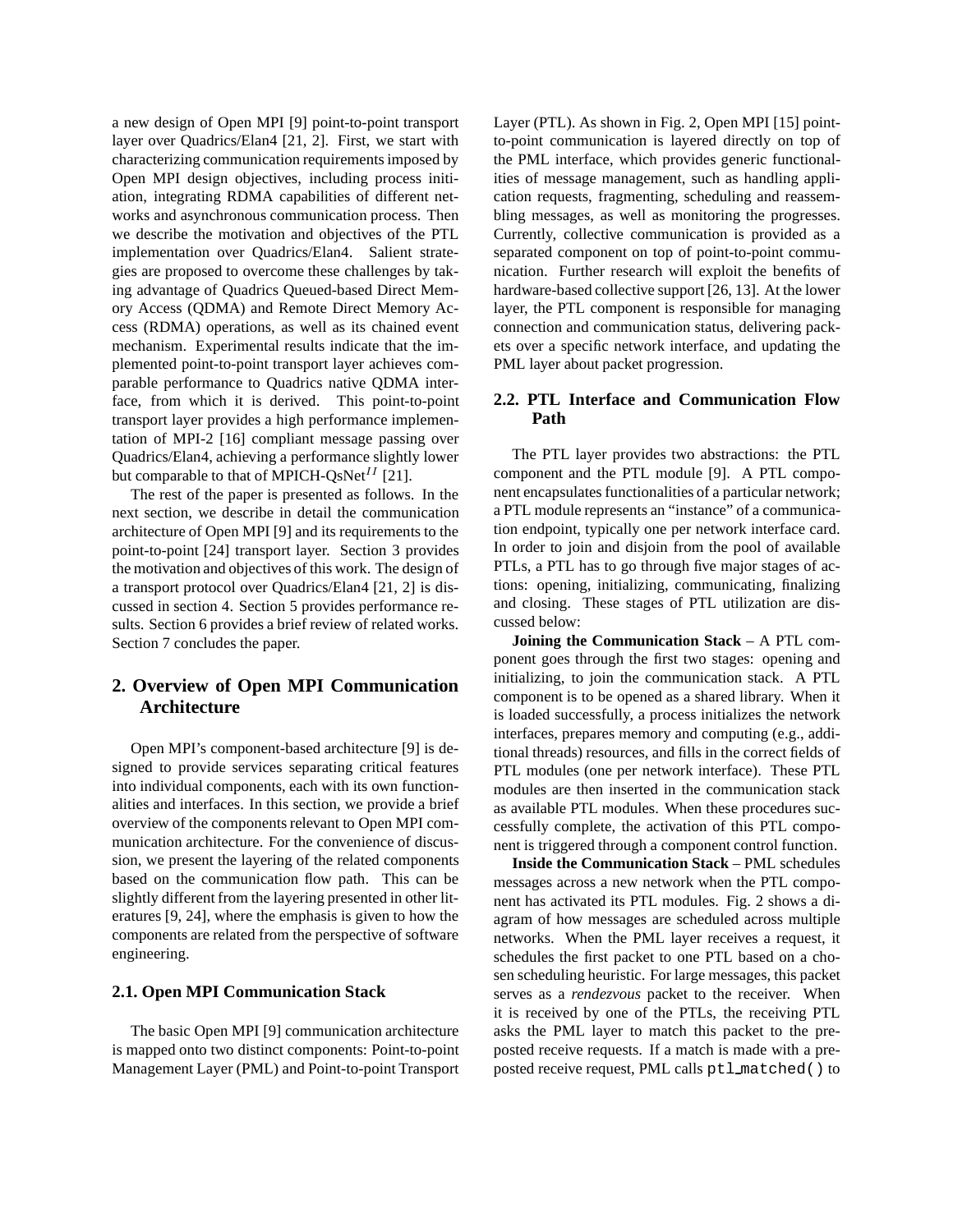a new design of Open MPI [9] point-to-point transport layer over Quadrics/Elan4 [21, 2]. First, we start with characterizing communication requirements imposed by Open MPI design objectives, including process initiation, integrating RDMA capabilities of different networks and asynchronous communication process. Then we describe the motivation and objectives of the PTL implementation over Quadrics/Elan4. Salient strategies are proposed to overcome these challenges by taking advantage of Quadrics Queued-based Direct Memory Access (QDMA) and Remote Direct Memory Access (RDMA) operations, as well as its chained event mechanism. Experimental results indicate that the implemented point-to-point transport layer achieves comparable performance to Quadrics native QDMA interface, from which it is derived. This point-to-point transport layer provides a high performance implementation of MPI-2 [16] compliant message passing over Quadrics/Elan4, achieving a performance slightly lower but comparable to that of MPICH-QsNet$^{II}$ [21].

The rest of the paper is presented as follows. In the next section, we describe in detail the communication architecture of Open MPI [9] and its requirements to the point-to-point [24] transport layer. Section 3 provides the motivation and objectives of this work. The design of a transport protocol over Quadrics/Elan4 [21, 2] is discussed in section 4. Section 5 provides performance results. Section 6 provides a brief review of related works. Section 7 concludes the paper.

## 2. Overview of Open MPI Communication Architecture

Open MPI's component-based architecture [9] is designed to provide services separating critical features into individual components, each with its own functionalities and interfaces. In this section, we provide a brief overview of the components relevant to Open MPI communication architecture. For the convenience of discussion, we present the layering of the related components based on the communication flow path. This can be slightly different from the layering presented in other literatures [9, 24], where the emphasis is given to how the components are related from the perspective of software engineering.

### 2.1. Open MPI Communication Stack

The basic Open MPI [9] communication architecture is mapped onto two distinct components: Point-to-point Management Layer (PML) and Point-to-point Transport Layer (PTL). As shown in Fig. 2, Open MPI [15] point-to-point communication is layered directly on top of the PML interface, which provides generic functionalities of message management, such as handling application requests, fragmenting, scheduling and reassembling messages, as well as monitoring the progresses. Currently, collective communication is provided as a separated component on top of point-to-point communication. Further research will exploit the benefits of hardware-based collective support [26, 13]. At the lower layer, the PTL component is responsible for managing connection and communication status, delivering packets over a specific network interface, and updating the PML layer about packet progression.

### 2.2. PTL Interface and Communication Flow Path

The PTL layer provides two abstractions: the PTL component and the PTL module [9]. A PTL component encapsulates functionalities of a particular network; a PTL module represents an "instance" of a communication endpoint, typically one per network interface card. In order to join and disjoin from the pool of available PTLs, a PTL has to go through five major stages of actions: opening, initializing, communicating, finalizing and closing. These stages of PTL utilization are discussed below:

**Joining the Communication Stack** – A PTL component goes through the first two stages: opening and initializing, to join the communication stack. A PTL component is to be opened as a shared library. When it is loaded successfully, a process initializes the network interfaces, prepares memory and computing (e.g., additional threads) resources, and fills in the correct fields of PTL modules (one per network interface). These PTL modules are then inserted in the communication stack as available PTL modules. When these procedures successfully complete, the activation of this PTL component is triggered through a component control function.

**Inside the Communication Stack** – PML schedules messages across a new network when the PTL component has activated its PTL modules. Fig. 2 shows a diagram of how messages are scheduled across multiple networks. When the PML layer receives a request, it schedules the first packet to one PTL based on a chosen scheduling heuristic. For large messages, this packet serves as a *rendezvous* packet to the receiver. When it is received by one of the PTLs, the receiving PTL asks the PML layer to match this packet to the preposted receive requests. If a match is made with a preposted receive request, PML calls `ptl_matched()` to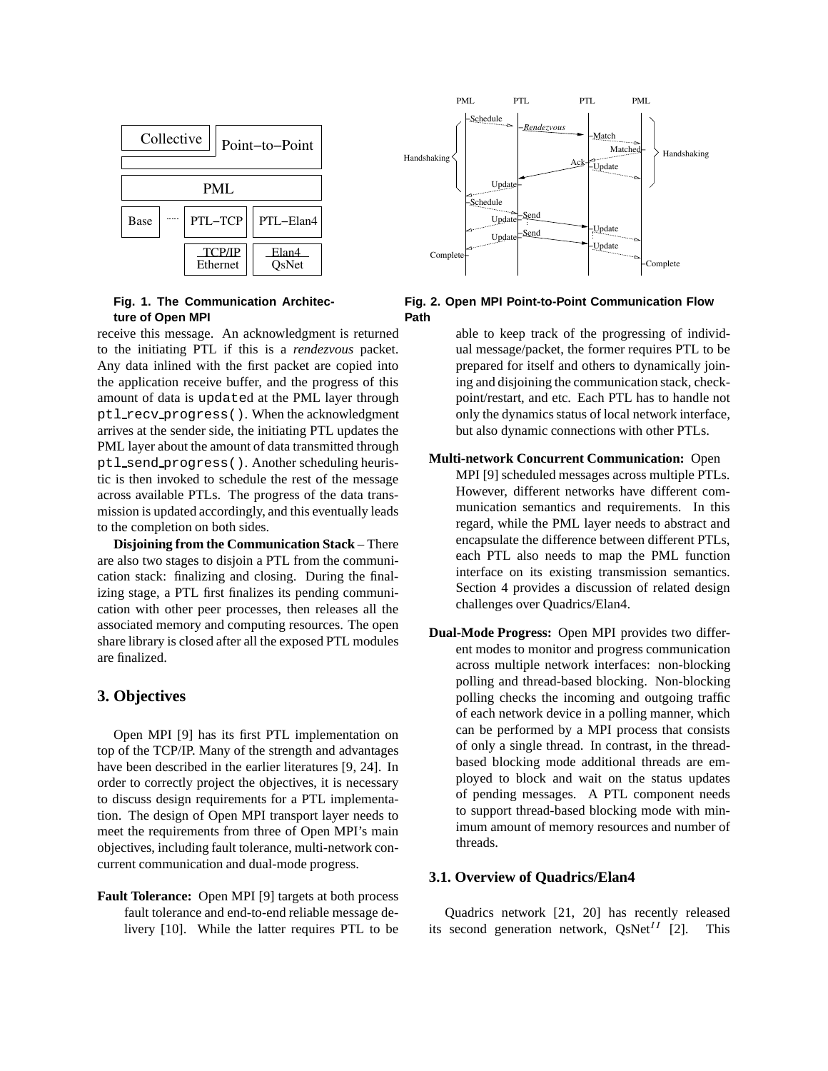Collective

Point–to–Point

PML

Base

PTL–TCP

PTL–Elan4

TCP/IP
Ethernet

Elan4
QsNet

**Fig. 1. The Communication Architecture of Open MPI**

PML PTL PTL PML

Schedule

Rendezvous

Match

Matched

Ack

Update

Update

Schedule

Send

Update

Update

Send

Update

Update

Complete

Complete

Handshaking

Handshaking

**Fig. 2. Open MPI Point-to-Point Communication Flow Path**

receive this message. An acknowledgment is returned to the initiating PTL if this is a *rendezvous* packet. Any data inlined with the first packet are copied into the application receive buffer, and the progress of this amount of data is `update`d at the PML layer through `ptl_recv_progress()`. When the acknowledgment arrives at the sender side, the initiating PTL updates the PML layer about the amount of data transmitted through `ptl_send_progress()`. Another scheduling heuristic is then invoked to schedule the rest of the message across available PTLs. The progress of the data transmission is updated accordingly, and this eventually leads to the completion on both sides.

**Disjoining from the Communication Stack** – There are also two stages to disjoin a PTL from the communication stack: finalizing and closing. During the finalizing stage, a PTL first finalizes its pending communication with other peer processes, then releases all the associated memory and computing resources. The open share library is closed after all the exposed PTL modules are finalized.

## 3. Objectives

Open MPI [9] has its first PTL implementation on top of the TCP/IP. Many of the strength and advantages have been described in the earlier literatures [9, 24]. In order to correctly project the objectives, it is necessary to discuss design requirements for a PTL implementation. The design of Open MPI transport layer needs to meet the requirements from three of Open MPI's main objectives, including fault tolerance, multi-network concurrent communication and dual-mode progress.

**Fault Tolerance:** Open MPI [9] targets at both process fault tolerance and end-to-end reliable message delivery [10]. While the latter requires PTL to be able to keep track of the progressing of individual message/packet, the former requires PTL to be prepared for itself and others to dynamically joining and disjoining the communication stack, checkpoint/restart, and etc. Each PTL has to handle not only the dynamics status of local network interface, but also dynamic connections with other PTLs.

**Multi-network Concurrent Communication:** Open MPI [9] scheduled messages across multiple PTLs. However, different networks have different communication semantics and requirements. In this regard, while the PML layer needs to abstract and encapsulate the difference between different PTLs, each PTL also needs to map the PML function interface on its existing transmission semantics. Section 4 provides a discussion of related design challenges over Quadrics/Elan4.

**Dual-Mode Progress:** Open MPI provides two different modes to monitor and progress communication across multiple network interfaces: non-blocking polling and thread-based blocking. Non-blocking polling checks the incoming and outgoing traffic of each network device in a polling manner, which can be performed by a MPI process that consists of only a single thread. In contrast, in the thread-based blocking mode additional threads are employed to block and wait on the status updates of pending messages. A PTL component needs to support thread-based blocking mode with minimum amount of memory resources and number of threads.

### 3.1. Overview of Quadrics/Elan4

Quadrics network [21, 20] has recently released its second generation network, $\text{QsNet}^{II}$ [2]. This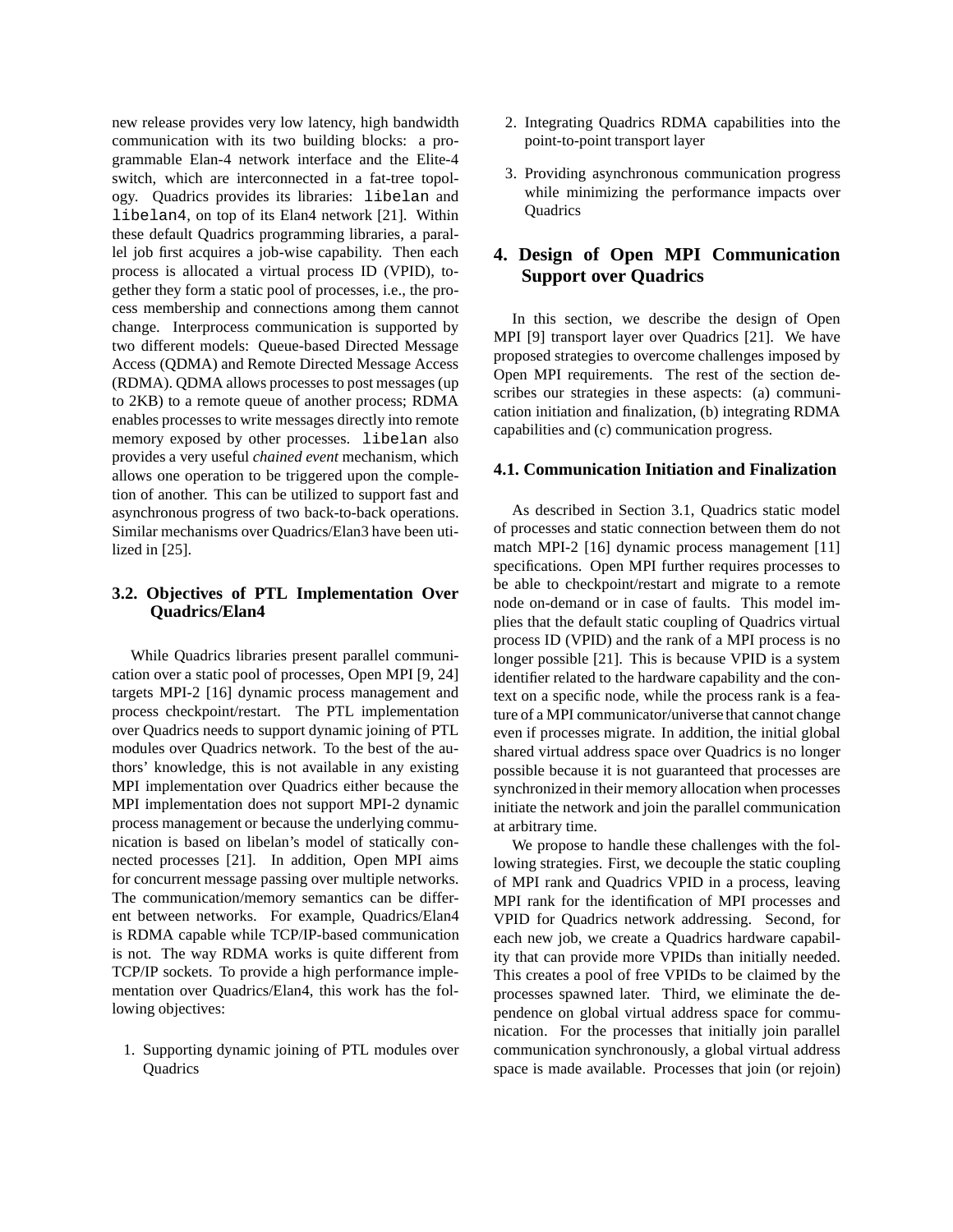new release provides very low latency, high bandwidth communication with its two building blocks: a programmable Elan-4 network interface and the Elite-4 switch, which are interconnected in a fat-tree topology. Quadrics provides its libraries: `libelan` and `libelan4`, on top of its Elan4 network [21]. Within these default Quadrics programming libraries, a parallel job first acquires a job-wise capability. Then each process is allocated a virtual process ID (VPID), together they form a static pool of processes, i.e., the process membership and connections among them cannot change. Interprocess communication is supported by two different models: Queue-based Directed Message Access (QDMA) and Remote Directed Message Access (RDMA). QDMA allows processes to post messages (up to 2KB) to a remote queue of another process; RDMA enables processes to write messages directly into remote memory exposed by other processes. `libelan` also provides a very useful *chained event* mechanism, which allows one operation to be triggered upon the completion of another. This can be utilized to support fast and asynchronous progress of two back-to-back operations. Similar mechanisms over Quadrics/Elan3 have been utilized in [25].

### 3.2. Objectives of PTL Implementation Over Quadrics/Elan4

While Quadrics libraries present parallel communication over a static pool of processes, Open MPI [9, 24] targets MPI-2 [16] dynamic process management and process checkpoint/restart. The PTL implementation over Quadrics needs to support dynamic joining of PTL modules over Quadrics network. To the best of the authors' knowledge, this is not available in any existing MPI implementation over Quadrics either because the MPI implementation does not support MPI-2 dynamic process management or because the underlying communication is based on libelan's model of statically connected processes [21]. In addition, Open MPI aims for concurrent message passing over multiple networks. The communication/memory semantics can be different between networks. For example, Quadrics/Elan4 is RDMA capable while TCP/IP-based communication is not. The way RDMA works is quite different from TCP/IP sockets. To provide a high performance implementation over Quadrics/Elan4, this work has the following objectives:

1. Supporting dynamic joining of PTL modules over Quadrics
2. Integrating Quadrics RDMA capabilities into the point-to-point transport layer
3. Providing asynchronous communication progress while minimizing the performance impacts over Quadrics

## 4. Design of Open MPI Communication Support over Quadrics

In this section, we describe the design of Open MPI [9] transport layer over Quadrics [21]. We have proposed strategies to overcome challenges imposed by Open MPI requirements. The rest of the section describes our strategies in these aspects: (a) communication initiation and finalization, (b) integrating RDMA capabilities and (c) communication progress.

### 4.1. Communication Initiation and Finalization

As described in Section 3.1, Quadrics static model of processes and static connection between them do not match MPI-2 [16] dynamic process management [11] specifications. Open MPI further requires processes to be able to checkpoint/restart and migrate to a remote node on-demand or in case of faults. This model implies that the default static coupling of Quadrics virtual process ID (VPID) and the rank of a MPI process is no longer possible [21]. This is because VPID is a system identifier related to the hardware capability and the context on a specific node, while the process rank is a feature of a MPI communicator/universe that cannot change even if processes migrate. In addition, the initial global shared virtual address space over Quadrics is no longer possible because it is not guaranteed that processes are synchronized in their memory allocation when processes initiate the network and join the parallel communication at arbitrary time.

We propose to handle these challenges with the following strategies. First, we decouple the static coupling of MPI rank and Quadrics VPID in a process, leaving MPI rank for the identification of MPI processes and VPID for Quadrics network addressing. Second, for each new job, we create a Quadrics hardware capability that can provide more VPIDs than initially needed. This creates a pool of free VPIDs to be claimed by the processes spawned later. Third, we eliminate the dependence on global virtual address space for communication. For the processes that initially join parallel communication synchronously, a global virtual address space is made available. Processes that join (or rejoin)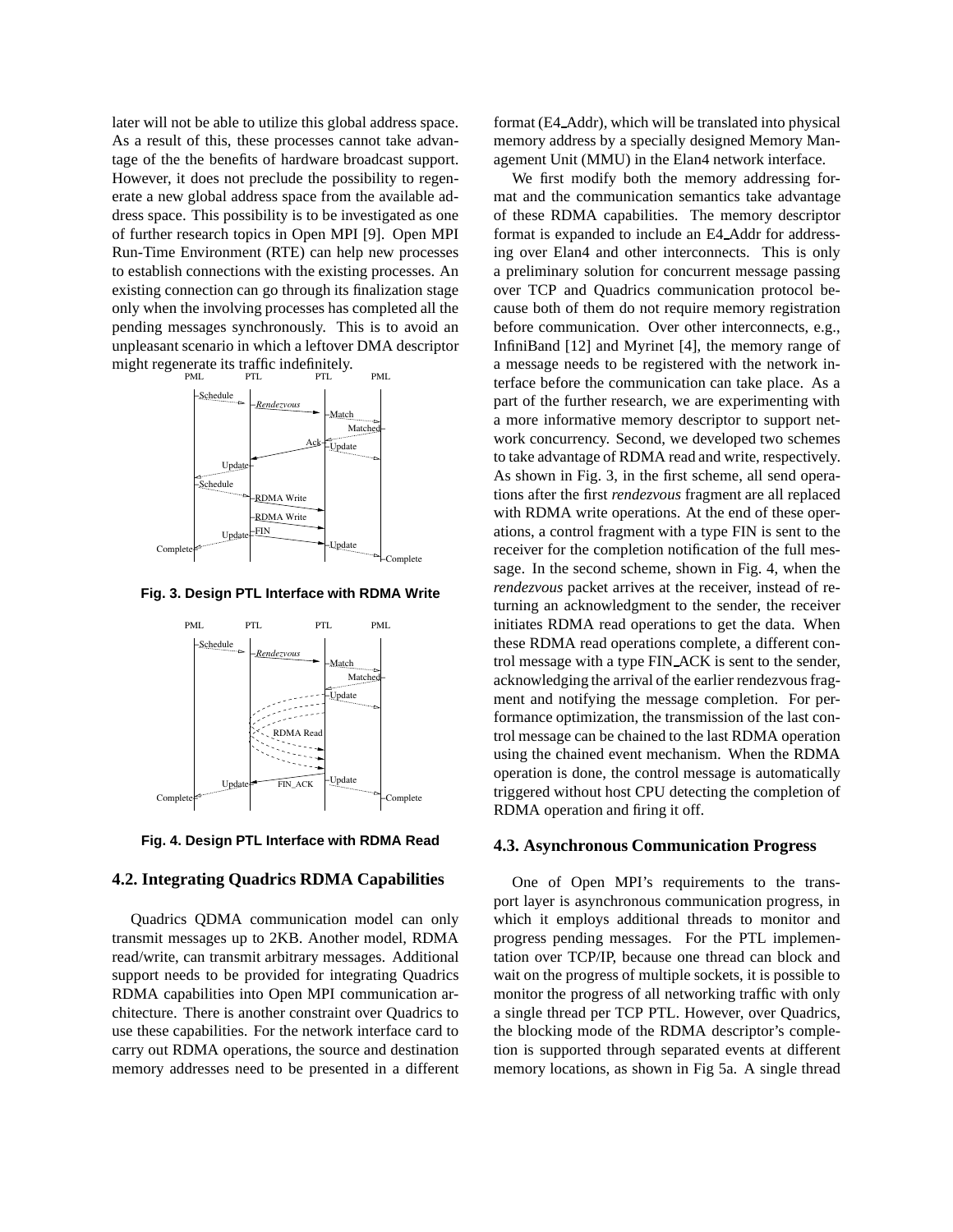later will not be able to utilize this global address space. As a result of this, these processes cannot take advantage of the the benefits of hardware broadcast support. However, it does not preclude the possibility to regenerate a new global address space from the available address space. This possibility is to be investigated as one of further research topics in Open MPI [9]. Open MPI Run-Time Environment (RTE) can help new processes to establish connections with the existing processes. An existing connection can go through its finalization stage only when the involving processes has completed all the pending messages synchronously. This is to avoid an unpleasant scenario in which a leftover DMA descriptor might regenerate its traffic indefinitely.

PML PTL PTL PML
Schedule
*Rendezvous*
Match
Matched
Ack
Update
Update
Schedule
RDMA Write
RDMA Write
FIN
Update
Update
Complete
Complete

**Fig. 3. Design PTL Interface with RDMA Write**

PML PTL PTL PML
Schedule
*Rendezvous*
Match
Matched
Update
RDMA Read
Update
FIN_ACK
Update
Complete
Complete

**Fig. 4. Design PTL Interface with RDMA Read**

### 4.2. Integrating Quadrics RDMA Capabilities

Quadrics QDMA communication model can only transmit messages up to 2KB. Another model, RDMA read/write, can transmit arbitrary messages. Additional support needs to be provided for integrating Quadrics RDMA capabilities into Open MPI communication architecture. There is another constraint over Quadrics to use these capabilities. For the network interface card to carry out RDMA operations, the source and destination memory addresses need to be presented in a different format (E4_Addr), which will be translated into physical memory address by a specially designed Memory Management Unit (MMU) in the Elan4 network interface.

We first modify both the memory addressing format and the communication semantics take advantage of these RDMA capabilities. The memory descriptor format is expanded to include an E4_Addr for addressing over Elan4 and other interconnects. This is only a preliminary solution for concurrent message passing over TCP and Quadrics communication protocol because both of them do not require memory registration before communication. Over other interconnects, e.g., InfiniBand [12] and Myrinet [4], the memory range of a message needs to be registered with the network interface before the communication can take place. As a part of the further research, we are experimenting with a more informative memory descriptor to support network concurrency. Second, we developed two schemes to take advantage of RDMA read and write, respectively. As shown in Fig. 3, in the first scheme, all send operations after the first *rendezvous* fragment are all replaced with RDMA write operations. At the end of these operations, a control fragment with a type FIN is sent to the receiver for the completion notification of the full message. In the second scheme, shown in Fig. 4, when the *rendezvous* packet arrives at the receiver, instead of returning an acknowledgment to the sender, the receiver initiates RDMA read operations to get the data. When these RDMA read operations complete, a different control message with a type FIN_ACK is sent to the sender, acknowledging the arrival of the earlier rendezvous fragment and notifying the message completion. For performance optimization, the transmission of the last control message can be chained to the last RDMA operation using the chained event mechanism. When the RDMA operation is done, the control message is automatically triggered without host CPU detecting the completion of RDMA operation and firing it off.

### 4.3. Asynchronous Communication Progress

One of Open MPI's requirements to the transport layer is asynchronous communication progress, in which it employs additional threads to monitor and progress pending messages. For the PTL implementation over TCP/IP, because one thread can block and wait on the progress of multiple sockets, it is possible to monitor the progress of all networking traffic with only a single thread per TCP PTL. However, over Quadrics, the blocking mode of the RDMA descriptor's completion is supported through separated events at different memory locations, as shown in Fig 5a. A single thread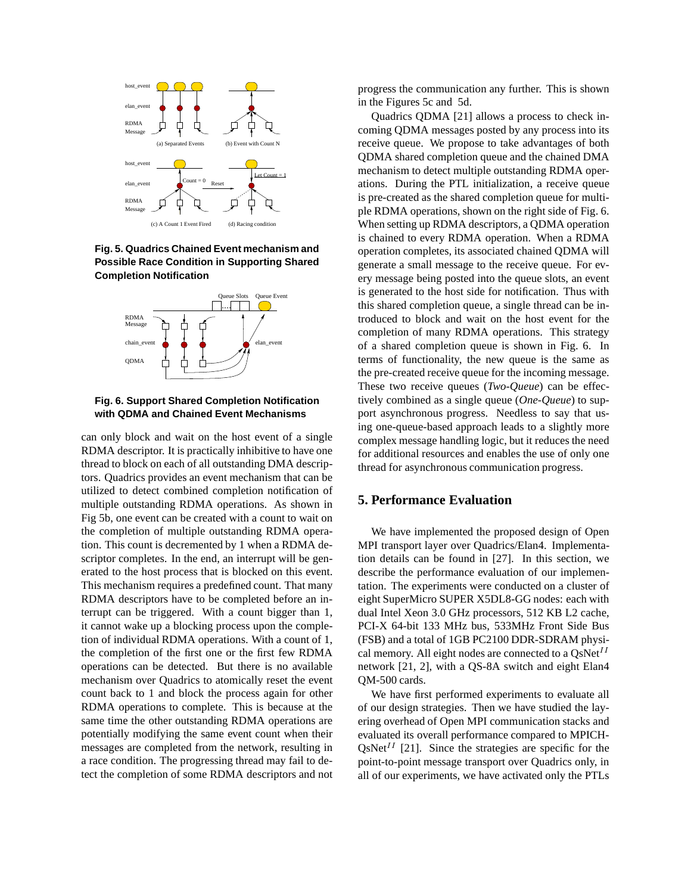host_event

elan_event

RDMA Message

(a) Separated Events

(b) Event with Count N

host_event

elan_event

RDMA Message

Count = 0

Reset

Let Count = 1

(c) A Count 1 Event Fired

(d) Racing condition

**Fig. 5. Quadrics Chained Event mechanism and Possible Race Condition in Supporting Shared Completion Notification**

Queue Slots

Queue Event

RDMA Message

chain_event

elan_event

QDMA

**Fig. 6. Support Shared Completion Notification with QDMA and Chained Event Mechanisms**

can only block and wait on the host event of a single RDMA descriptor. It is practically inhibitive to have one thread to block on each of all outstanding DMA descriptors. Quadrics provides an event mechanism that can be utilized to detect combined completion notification of multiple outstanding RDMA operations. As shown in Fig 5b, one event can be created with a count to wait on the completion of multiple outstanding RDMA operation. This count is decremented by 1 when a RDMA descriptor completes. In the end, an interrupt will be generated to the host process that is blocked on this event. This mechanism requires a predefined count. That many RDMA descriptors have to be completed before an interrupt can be triggered. With a count bigger than 1, it cannot wake up a blocking process upon the completion of individual RDMA operations. With a count of 1, the completion of the first one or the first few RDMA operations can be detected. But there is no available mechanism over Quadrics to atomically reset the event count back to 1 and block the process again for other RDMA operations to complete. This is because at the same time the other outstanding RDMA operations are potentially modifying the same event count when their messages are completed from the network, resulting in a race condition. The progressing thread may fail to detect the completion of some RDMA descriptors and not progress the communication any further. This is shown in the Figures 5c and 5d.

Quadrics QDMA [21] allows a process to check incoming QDMA messages posted by any process into its receive queue. We propose to take advantages of both QDMA shared completion queue and the chained DMA mechanism to detect multiple outstanding RDMA operations. During the PTL initialization, a receive queue is pre-created as the shared completion queue for multiple RDMA operations, shown on the right side of Fig. 6. When setting up RDMA descriptors, a QDMA operation is chained to every RDMA operation. When a RDMA operation completes, its associated chained QDMA will generate a small message to the receive queue. For every message being posted into the queue slots, an event is generated to the host side for notification. Thus with this shared completion queue, a single thread can be introduced to block and wait on the host event for the completion of many RDMA operations. This strategy of a shared completion queue is shown in Fig. 6. In terms of functionality, the new queue is the same as the pre-created receive queue for the incoming message. These two receive queues (*Two-Queue*) can be effectively combined as a single queue (*One-Queue*) to support asynchronous progress. Needless to say that using one-queue-based approach leads to a slightly more complex message handling logic, but it reduces the need for additional resources and enables the use of only one thread for asynchronous communication progress.

## 5. Performance Evaluation

We have implemented the proposed design of Open MPI transport layer over Quadrics/Elan4. Implementation details can be found in [27]. In this section, we describe the performance evaluation of our implementation. The experiments were conducted on a cluster of eight SuperMicro SUPER X5DL8-GG nodes: each with dual Intel Xeon 3.0 GHz processors, 512 KB L2 cache, PCI-X 64-bit 133 MHz bus, 533MHz Front Side Bus (FSB) and a total of 1GB PC2100 DDR-SDRAM physical memory. All eight nodes are connected to a QsNet$^{II}$ network [21, 2], with a QS-8A switch and eight Elan4 QM-500 cards.

We have first performed experiments to evaluate all of our design strategies. Then we have studied the layering overhead of Open MPI communication stacks and evaluated its overall performance compared to MPICH-QsNet$^{II}$ [21]. Since the strategies are specific for the point-to-point message transport over Quadrics only, in all of our experiments, we have activated only the PTLs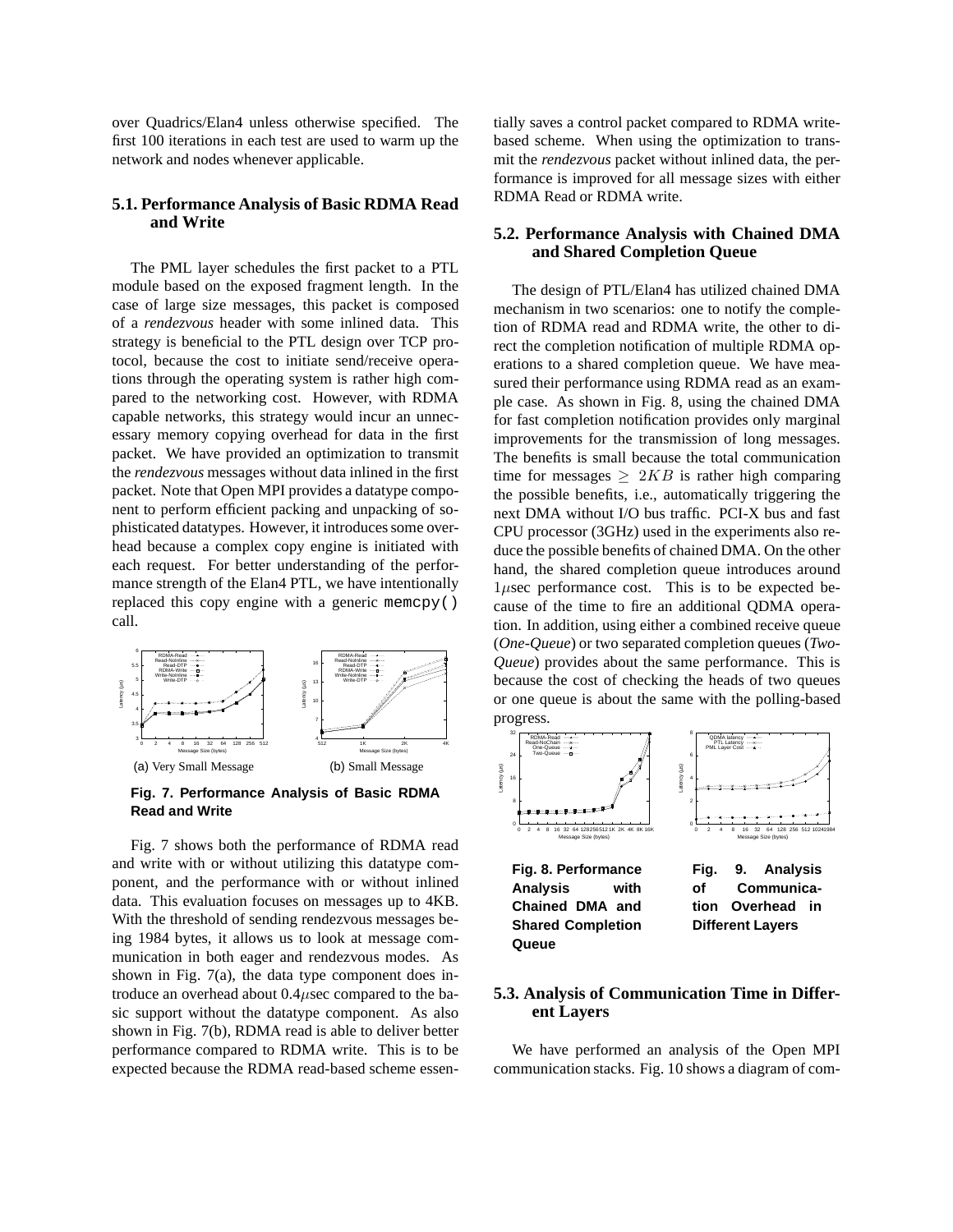over Quadrics/Elan4 unless otherwise specified. The first 100 iterations in each test are used to warm up the network and nodes whenever applicable.

### 5.1. Performance Analysis of Basic RDMA Read and Write

The PML layer schedules the first packet to a PTL module based on the exposed fragment length. In the case of large size messages, this packet is composed of a *rendezvous* header with some inlined data. This strategy is beneficial to the PTL design over TCP protocol, because the cost to initiate send/receive operations through the operating system is rather high compared to the networking cost. However, with RDMA capable networks, this strategy would incur an unnecessary memory copying overhead for data in the first packet. We have provided an optimization to transmit the *rendezvous* messages without data inlined in the first packet. Note that Open MPI provides a datatype component to perform efficient packing and unpacking of sophisticated datatypes. However, it introduces some overhead because a complex copy engine is initiated with each request. For better understanding of the performance strength of the Elan4 PTL, we have intentionally replaced this copy engine with a generic `memcpy()` call.

RDMA-Read
Read-NoInline
Read-DTP
RDMA-Write
Write-NoInline
Write-DTP
Latency (μs)
Message Size (bytes)

(a) Very Small Message

(b) Small Message

**Fig. 7. Performance Analysis of Basic RDMA Read and Write**

Fig. 7 shows both the performance of RDMA read and write with or without utilizing this datatype component, and the performance with or without inlined data. This evaluation focuses on messages up to 4KB. With the threshold of sending rendezvous messages being 1984 bytes, it allows us to look at message communication in both eager and rendezvous modes. As shown in Fig. 7(a), the data type component does introduce an overhead about 0.4$\mu$sec compared to the basic support without the datatype component. As also shown in Fig. 7(b), RDMA read is able to deliver better performance compared to RDMA write. This is to be expected because the RDMA read-based scheme essentially saves a control packet compared to RDMA write-based scheme. When using the optimization to transmit the *rendezvous* packet without inlined data, the performance is improved for all message sizes with either RDMA Read or RDMA write.

### 5.2. Performance Analysis with Chained DMA and Shared Completion Queue

The design of PTL/Elan4 has utilized chained DMA mechanism in two scenarios: one to notify the completion of RDMA read and RDMA write, the other to direct the completion notification of multiple RDMA operations to a shared completion queue. We have measured their performance using RDMA read as an example case. As shown in Fig. 8, using the chained DMA for fast completion notification provides only marginal improvements for the transmission of long messages. The benefits is small because the total communication time for messages $\geq 2KB$ is rather high comparing the possible benefits, i.e., automatically triggering the next DMA without I/O bus traffic. PCI-X bus and fast CPU processor (3GHz) used in the experiments also reduce the possible benefits of chained DMA. On the other hand, the shared completion queue introduces around 1$\mu$sec performance cost. This is to be expected because of the time to fire an additional QDMA operation. In addition, using either a combined receive queue (*One-Queue*) or two separated completion queues (*Two-Queue*) provides about the same performance. This is because the cost of checking the heads of two queues or one queue is about the same with the polling-based progress.

RDMA-Read
Read-NoChain
One-Queue
Two-Queue
Latency (μs)
Message Size (bytes)

**Fig. 8. Performance Analysis with Chained DMA and Shared Completion Queue**

QDMA latency
PTL Latency
PML Layer Cost
Latency (μs)
Message Size (bytes)

**Fig. 9. Analysis of Communication Overhead in Different Layers**

### 5.3. Analysis of Communication Time in Different Layers

We have performed an analysis of the Open MPI communication stacks. Fig. 10 shows a diagram of com-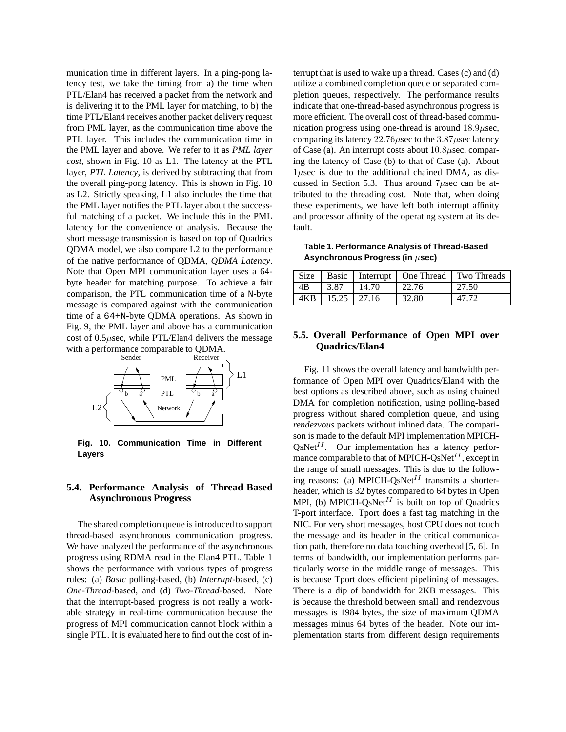munication time in different layers. In a ping-pong latency test, we take the timing from a) the time when PTL/Elan4 has received a packet from the network and is delivering it to the PML layer for matching, to b) the time PTL/Elan4 receives another packet delivery request from PML layer, as the communication time above the PTL layer. This includes the communication time in the PML layer and above. We refer to it as *PML layer cost*, shown in Fig. 10 as L1. The latency at the PTL layer, *PTL Latency*, is derived by subtracting that from the overall ping-pong latency. This is shown in Fig. 10 as L2. Strictly speaking, L1 also includes the time that the PML layer notifies the PTL layer about the successful matching of a packet. We include this in the PML latency for the convenience of analysis. Because the short message transmission is based on top of Quadrics QDMA model, we also compare L2 to the performance of the native performance of QDMA, *QDMA Latency*. Note that Open MPI communication layer uses a 64-byte header for matching purpose. To achieve a fair comparison, the PTL communication time of a N-byte message is compared against with the communication time of a 64+N-byte QDMA operations. As shown in Fig. 9, the PML layer and above has a communication cost of 0.5$\mu$sec, while PTL/Elan4 delivers the message with a performance comparable to QDMA.

Sender
Receiver
L1
PML
PTL
b a
b a
L2
Network

**Fig. 10. Communication Time in Different Layers**

### 5.4. Performance Analysis of Thread-Based Asynchronous Progress

The shared completion queue is introduced to support thread-based asynchronous communication progress. We have analyzed the performance of the asynchronous progress using RDMA read in the Elan4 PTL. Table 1 shows the performance with various types of progress rules: (a) *Basic* polling-based, (b) *Interrupt*-based, (c) *One-Thread*-based, and (d) *Two-Thread*-based. Note that the interrupt-based progress is not really a workable strategy in real-time communication because the progress of MPI communication cannot block within a single PTL. It is evaluated here to find out the cost of interrupt that is used to wake up a thread. Cases (c) and (d) utilize a combined completion queue or separated completion queues, respectively. The performance results indicate that one-thread-based asynchronous progress is more efficient. The overall cost of thread-based communication progress using one-thread is around $18.9\mu$sec, comparing its latency $22.76\mu$sec to the $3.87\mu$sec latency of Case (a). An interrupt costs about $10.8\mu$sec, comparing the latency of Case (b) to that of Case (a). About $1\mu$sec is due to the additional chained DMA, as discussed in Section 5.3. Thus around $7\mu$sec can be attributed to the threading cost. Note that, when doing these experiments, we have left both interrupt affinity and processor affinity of the operating system at its default.

**Table 1. Performance Analysis of Thread-Based Asynchronous Progress (in $\mu$sec)**

| Size | Basic | Interrupt | One Thread | Two Threads |
|---|---|---|---|---|
| 4B | 3.87 | 14.70 | 22.76 | 27.50 |
| 4KB | 15.25 | 27.16 | 32.80 | 47.72 |

### 5.5. Overall Performance of Open MPI over Quadrics/Elan4

Fig. 11 shows the overall latency and bandwidth performance of Open MPI over Quadrics/Elan4 with the best options as described above, such as using chained DMA for completion notification, using polling-based progress without shared completion queue, and using *rendezvous* packets without inlined data. The comparison is made to the default MPI implementation MPICH-QsNet$^{II}$. Our implementation has a latency performance comparable to that of MPICH-QsNet$^{II}$, except in the range of small messages. This is due to the following reasons: (a) MPICH-QsNet$^{II}$ transmits a shorter-header, which is 32 bytes compared to 64 bytes in Open MPI, (b) MPICH-QsNet$^{II}$ is built on top of Quadrics T-port interface. Tport does a fast tag matching in the NIC. For very short messages, host CPU does not touch the message and its header in the critical communication path, therefore no data touching overhead [5, 6]. In terms of bandwidth, our implementation performs particularly worse in the middle range of messages. This is because Tport does efficient pipelining of messages. There is a dip of bandwidth for 2KB messages. This is because the threshold between small and rendezvous messages is 1984 bytes, the size of maximum QDMA messages minus 64 bytes of the header. Note our implementation starts from different design requirements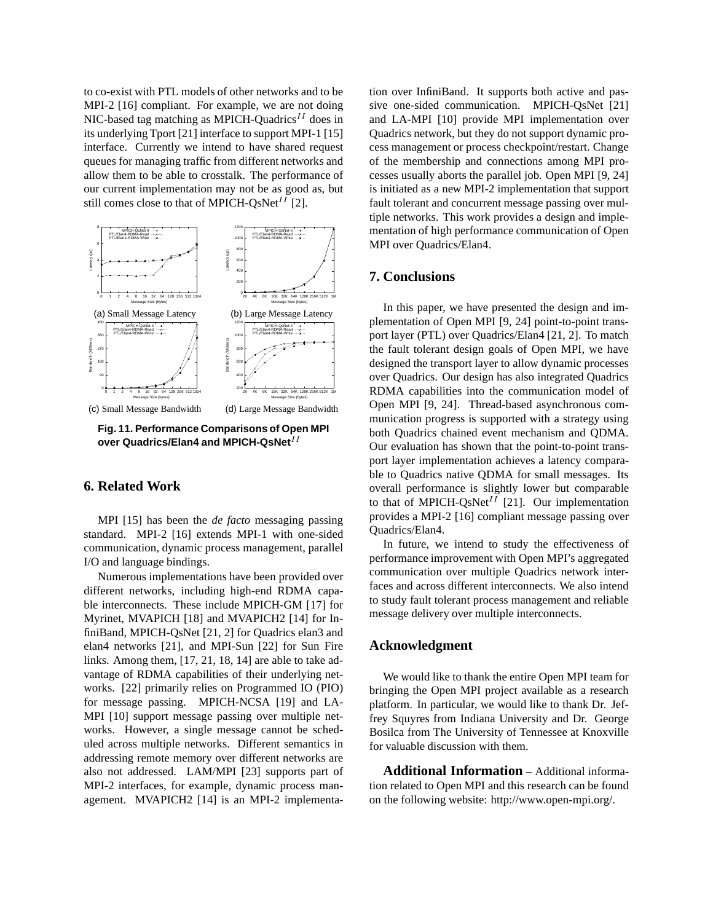to co-exist with PTL models of other networks and to be MPI-2 [16] compliant. For example, we are not doing NIC-based tag matching as MPICH-Quadrics$^{II}$ does in its underlying Tport [21] interface to support MPI-1 [15] interface. Currently we intend to have shared request queues for managing traffic from different networks and allow them to be able to crosstalk. The performance of our current implementation may not be as good as, but still comes close to that of MPICH-QsNet$^{II}$ [2].

MPICH-QsNet-II
PTL/Elan4-RDMA-Read
PTL/Elan4-RDMA-Write

Latency (µs)
Message Size (bytes)
0 1 2 4 8 16 32 64 128 256 512 1024
0 2 4 6 8

(a) Small Message Latency

MPICH-QsNet-II
PTL/Elan4-RDMA-Read
PTL/Elan4-RDMA-Write

Latency (µs)
Message Size (bytes)
2K 4K 8K 16K 32K 64K 128K 256K 512K 1M
0 200 400 600 800 1000 1200

(b) Large Message Latency

MPICH-QsNet-II
PTL/Elan4-RDMA-Read
PTL/Elan4-RDMA-Write

Bandwidth (MB/sec)
Message Size (bytes)
0 1 2 4 8 16 32 64 128 256 512 1024
0 90 180 270 360 450

(c) Small Message Bandwidth

MPICH-QsNet-II
PTL/Elan4-RDMA-Read
PTL/Elan4-RDMA-Write

Bandwidth (MB/sec)
Message Size (bytes)
2K 4K 8K 16K 32K 64K 128K 256K 512K 1M
200 400 600 800 1000 1200

(d) Large Message Bandwidth

**Fig. 11. Performance Comparisons of Open MPI over Quadrics/Elan4 and MPICH-QsNet$^{II}$**

## 6. Related Work

MPI [15] has been the *de facto* messaging passing standard. MPI-2 [16] extends MPI-1 with one-sided communication, dynamic process management, parallel I/O and language bindings.

Numerous implementations have been provided over different networks, including high-end RDMA capable interconnects. These include MPICH-GM [17] for Myrinet, MVAPICH [18] and MVAPICH2 [14] for InfiniBand, MPICH-QsNet [21, 2] for Quadrics elan3 and elan4 networks [21], and MPI-Sun [22] for Sun Fire links. Among them, [17, 21, 18, 14] are able to take advantage of RDMA capabilities of their underlying networks. [22] primarily relies on Programmed IO (PIO) for message passing. MPICH-NCSA [19] and LA-MPI [10] support message passing over multiple networks. However, a single message cannot be scheduled across multiple networks. Different semantics in addressing remote memory over different networks are also not addressed. LAM/MPI [23] supports part of MPI-2 interfaces, for example, dynamic process management. MVAPICH2 [14] is an MPI-2 implementation over InfiniBand. It supports both active and passive one-sided communication. MPICH-QsNet [21] and LA-MPI [10] provide MPI implementation over Quadrics network, but they do not support dynamic process management or process checkpoint/restart. Change of the membership and connections among MPI processes usually aborts the parallel job. Open MPI [9, 24] is initiated as a new MPI-2 implementation that support fault tolerant and concurrent message passing over multiple networks. This work provides a design and implementation of high performance communication of Open MPI over Quadrics/Elan4.

## 7. Conclusions

In this paper, we have presented the design and implementation of Open MPI [9, 24] point-to-point transport layer (PTL) over Quadrics/Elan4 [21, 2]. To match the fault tolerant design goals of Open MPI, we have designed the transport layer to allow dynamic processes over Quadrics. Our design has also integrated Quadrics RDMA capabilities into the communication model of Open MPI [9, 24]. Thread-based asynchronous communication progress is supported with a strategy using both Quadrics chained event mechanism and QDMA. Our evaluation has shown that the point-to-point transport layer implementation achieves a latency comparable to Quadrics native QDMA for small messages. Its overall performance is slightly lower but comparable to that of MPICH-QsNet$^{II}$ [21]. Our implementation provides a MPI-2 [16] compliant message passing over Quadrics/Elan4.

In future, we intend to study the effectiveness of performance improvement with Open MPI's aggregated communication over multiple Quadrics network interfaces and across different interconnects. We also intend to study fault tolerant process management and reliable message delivery over multiple interconnects.

## Acknowledgment

We would like to thank the entire Open MPI team for bringing the Open MPI project available as a research platform. In particular, we would like to thank Dr. Jeffrey Squyres from Indiana University and Dr. George Bosilca from The University of Tennessee at Knoxville for valuable discussion with them.

**Additional Information** – Additional information related to Open MPI and this research can be found on the following website: http://www.open-mpi.org/.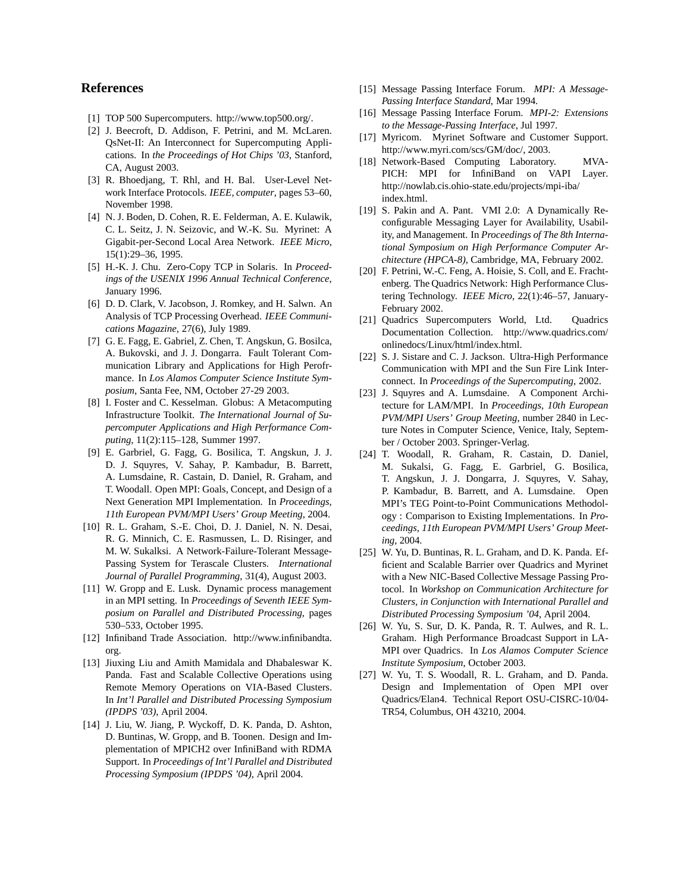# References

[1] TOP 500 Supercomputers. http://www.top500.org/.

[2] J. Beecroft, D. Addison, F. Petrini, and M. McLaren. QsNet-II: An Interconnect for Supercomputing Applications. In *the Proceedings of Hot Chips '03*, Stanford, CA, August 2003.

[3] R. Bhoedjang, T. Rhl, and H. Bal. User-Level Network Interface Protocols. *IEEE, computer*, pages 53–60, November 1998.

[4] N. J. Boden, D. Cohen, R. E. Felderman, A. E. Kulawik, C. L. Seitz, J. N. Seizovic, and W.-K. Su. Myrinet: A Gigabit-per-Second Local Area Network. *IEEE Micro*, 15(1):29–36, 1995.

[5] H.-K. J. Chu. Zero-Copy TCP in Solaris. In *Proceedings of the USENIX 1996 Annual Technical Conference*, January 1996.

[6] D. D. Clark, V. Jacobson, J. Romkey, and H. Salwn. An Analysis of TCP Processing Overhead. *IEEE Communications Magazine*, 27(6), July 1989.

[7] G. E. Fagg, E. Gabriel, Z. Chen, T. Angskun, G. Bosilca, A. Bukovski, and J. J. Dongarra. Fault Tolerant Communication Library and Applications for High Perofrmance. In *Los Alamos Computer Science Institute Symposium*, Santa Fee, NM, October 27-29 2003.

[8] I. Foster and C. Kesselman. Globus: A Metacomputing Infrastructure Toolkit. *The International Journal of Supercomputer Applications and High Performance Computing*, 11(2):115–128, Summer 1997.

[9] E. Garbriel, G. Fagg, G. Bosilica, T. Angskun, J. J. D. J. Squyres, V. Sahay, P. Kambadur, B. Barrett, A. Lumsdaine, R. Castain, D. Daniel, R. Graham, and T. Woodall. Open MPI: Goals, Concept, and Design of a Next Generation MPI Implementation. In *Proceedings, 11th European PVM/MPI Users' Group Meeting*, 2004.

[10] R. L. Graham, S.-E. Choi, D. J. Daniel, N. N. Desai, R. G. Minnich, C. E. Rasmussen, L. D. Risinger, and M. W. Sukalksi. A Network-Failure-Tolerant Message-Passing System for Terascale Clusters. *International Journal of Parallel Programming*, 31(4), August 2003.

[11] W. Gropp and E. Lusk. Dynamic process management in an MPI setting. In *Proceedings of Seventh IEEE Symposium on Parallel and Distributed Processing*, pages 530–533, October 1995.

[12] Infiniband Trade Association. http://www.infinibandta.org.

[13] Jiuxing Liu and Amith Mamidala and Dhabaleswar K. Panda. Fast and Scalable Collective Operations using Remote Memory Operations on VIA-Based Clusters. In *Int'l Parallel and Distributed Processing Symposium (IPDPS '03)*, April 2004.

[14] J. Liu, W. Jiang, P. Wyckoff, D. K. Panda, D. Ashton, D. Buntinas, W. Gropp, and B. Toonen. Design and Implementation of MPICH2 over InfiniBand with RDMA Support. In *Proceedings of Int'l Parallel and Distributed Processing Symposium (IPDPS '04)*, April 2004.

[15] Message Passing Interface Forum. *MPI: A Message-Passing Interface Standard*, Mar 1994.

[16] Message Passing Interface Forum. *MPI-2: Extensions to the Message-Passing Interface*, Jul 1997.

[17] Myricom. Myrinet Software and Customer Support. http://www.myri.com/scs/GM/doc/, 2003.

[18] Network-Based Computing Laboratory. MVAPICH: MPI for InfiniBand on VAPI Layer. http://nowlab.cis.ohio-state.edu/projects/mpi-iba/index.html.

[19] S. Pakin and A. Pant. VMI 2.0: A Dynamically Reconfigurable Messaging Layer for Availability, Usability, and Management. In *Proceedings of The 8th International Symposium on High Performance Computer Architecture (HPCA-8)*, Cambridge, MA, February 2002.

[20] F. Petrini, W.-C. Feng, A. Hoisie, S. Coll, and E. Frachtenberg. The Quadrics Network: High Performance Clustering Technology. *IEEE Micro*, 22(1):46–57, January-February 2002.

[21] Quadrics Supercomputers World, Ltd. Quadrics Documentation Collection. http://www.quadrics.com/onlinedocs/Linux/html/index.html.

[22] S. J. Sistare and C. J. Jackson. Ultra-High Performance Communication with MPI and the Sun Fire Link Interconnect. In *Proceedings of the Supercomputing*, 2002.

[23] J. Squyres and A. Lumsdaine. A Component Architecture for LAM/MPI. In *Proceedings, 10th European PVM/MPI Users' Group Meeting*, number 2840 in Lecture Notes in Computer Science, Venice, Italy, September / October 2003. Springer-Verlag.

[24] T. Woodall, R. Graham, R. Castain, D. Daniel, M. Sukalsi, G. Fagg, E. Garbriel, G. Bosilica, T. Angskun, J. J. Dongarra, J. Squyres, V. Sahay, P. Kambadur, B. Barrett, and A. Lumsdaine. Open MPI's TEG Point-to-Point Communications Methodology : Comparison to Existing Implementations. In *Proceedings, 11th European PVM/MPI Users' Group Meeting*, 2004.

[25] W. Yu, D. Buntinas, R. L. Graham, and D. K. Panda. Efficient and Scalable Barrier over Quadrics and Myrinet with a New NIC-Based Collective Message Passing Protocol. In *Workshop on Communication Architecture for Clusters, in Conjunction with International Parallel and Distributed Processing Symposium '04*, April 2004.

[26] W. Yu, S. Sur, D. K. Panda, R. T. Aulwes, and R. L. Graham. High Performance Broadcast Support in LA-MPI over Quadrics. In *Los Alamos Computer Science Institute Symposium*, October 2003.

[27] W. Yu, T. S. Woodall, R. L. Graham, and D. Panda. Design and Implementation of Open MPI over Quadrics/Elan4. Technical Report OSU-CISRC-10/04-TR54, Columbus, OH 43210, 2004.